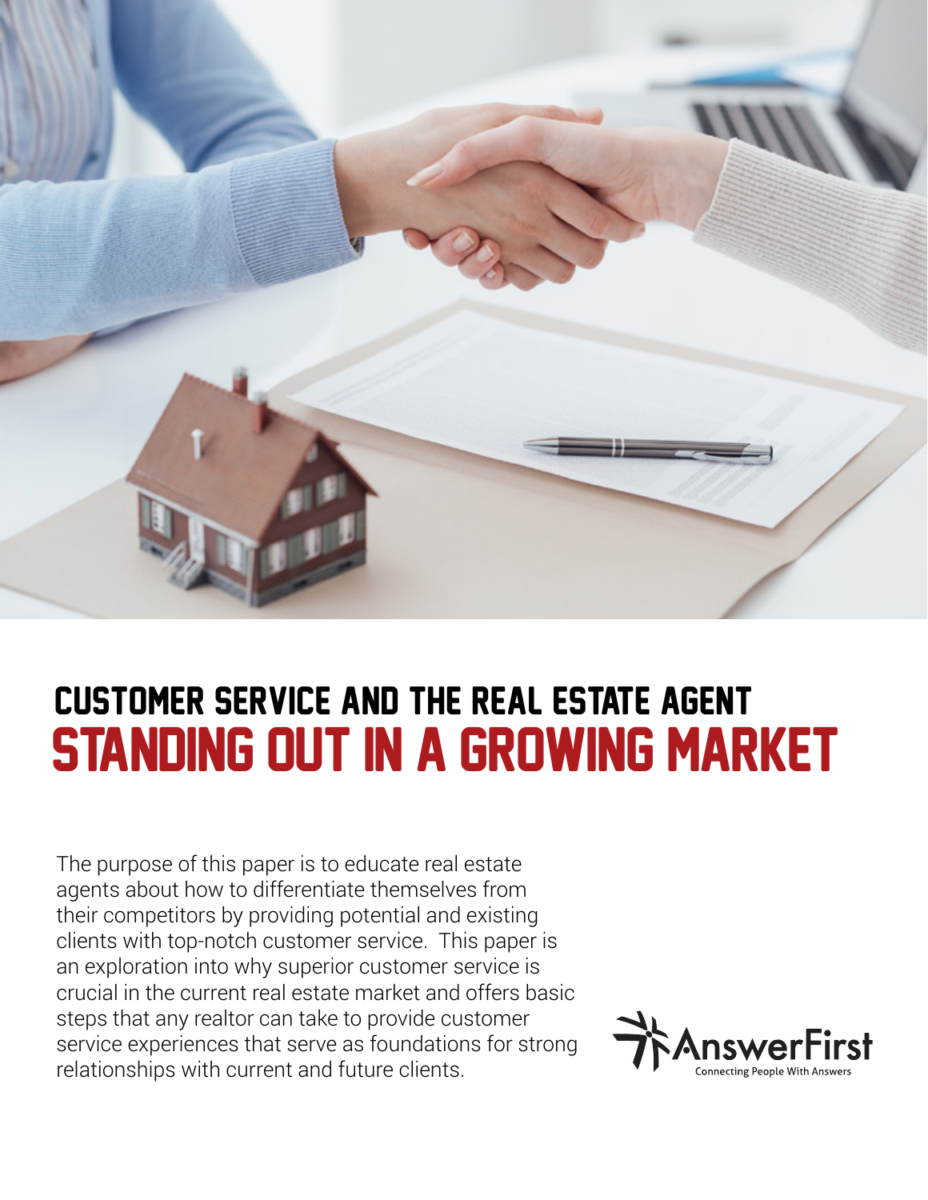# CUSTOMER SERVICE AND THE REAL ESTATE AGENT
# STANDING OUT IN A GROWING MARKET

The purpose of this paper is to educate real estate agents about how to differentiate themselves from their competitors by providing potential and existing clients with top-notch customer service. This paper is an exploration into why superior customer service is crucial in the current real estate market and offers basic steps that any realtor can take to provide customer service experiences that serve as foundations for strong relationships with current and future clients.

AnswerFirst
Connecting People With Answers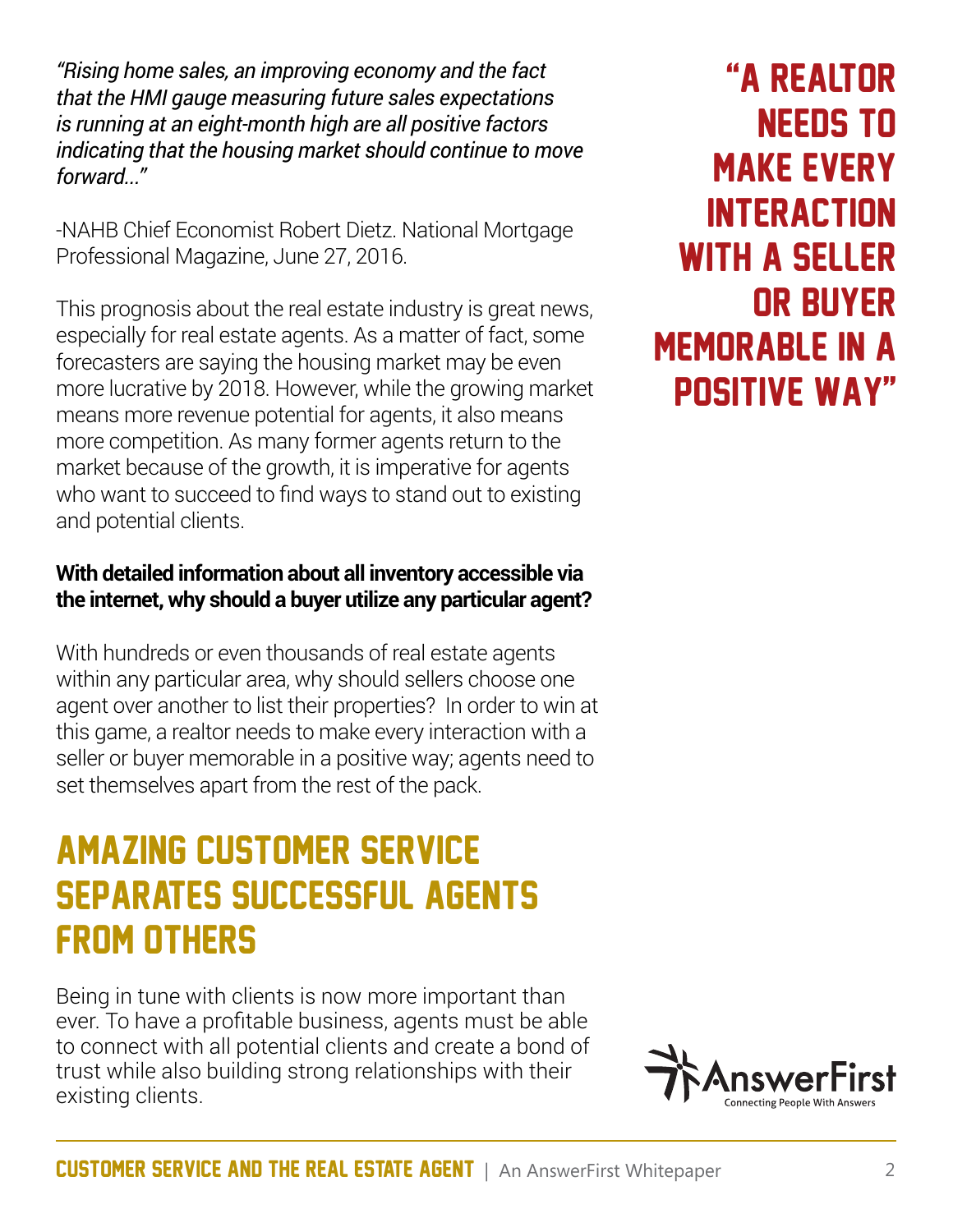*"Rising home sales, an improving economy and the fact that the HMI gauge measuring future sales expectations is running at an eight-month high are all positive factors indicating that the housing market should continue to move forward..."*

-NAHB Chief Economist Robert Dietz. National Mortgage Professional Magazine, June 27, 2016.

This prognosis about the real estate industry is great news, especially for real estate agents. As a matter of fact, some forecasters are saying the housing market may be even more lucrative by 2018. However, while the growing market means more revenue potential for agents, it also means more competition. As many former agents return to the market because of the growth, it is imperative for agents who want to succeed to find ways to stand out to existing and potential clients.

**"A REALTOR NEEDS TO MAKE EVERY INTERACTION WITH A SELLER OR BUYER MEMORABLE IN A POSITIVE WAY"**

**With detailed information about all inventory accessible via the internet, why should a buyer utilize any particular agent?**

With hundreds or even thousands of real estate agents within any particular area, why should sellers choose one agent over another to list their properties? In order to win at this game, a realtor needs to make every interaction with a seller or buyer memorable in a positive way; agents need to set themselves apart from the rest of the pack.

## AMAZING CUSTOMER SERVICE SEPARATES SUCCESSFUL AGENTS FROM OTHERS

Being in tune with clients is now more important than ever. To have a profitable business, agents must be able to connect with all potential clients and create a bond of trust while also building strong relationships with their existing clients.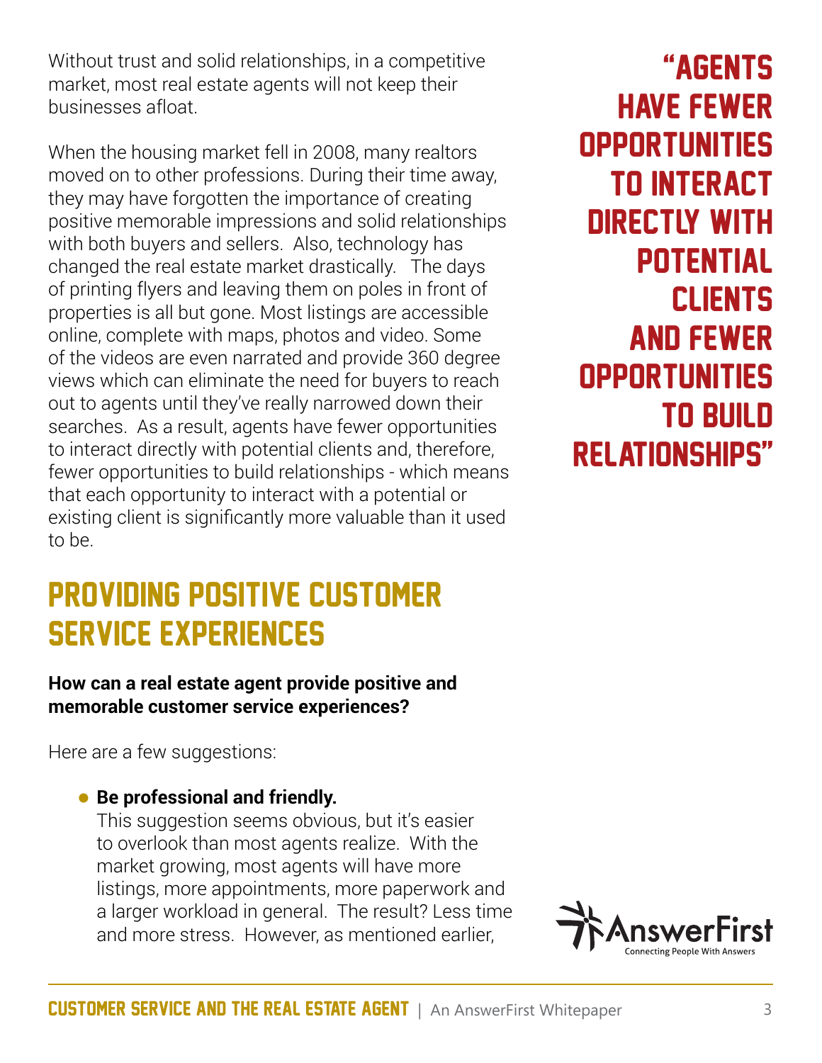Without trust and solid relationships, in a competitive market, most real estate agents will not keep their businesses afloat.

When the housing market fell in 2008, many realtors moved on to other professions. During their time away, they may have forgotten the importance of creating positive memorable impressions and solid relationships with both buyers and sellers. Also, technology has changed the real estate market drastically. The days of printing flyers and leaving them on poles in front of properties is all but gone. Most listings are accessible online, complete with maps, photos and video. Some of the videos are even narrated and provide 360 degree views which can eliminate the need for buyers to reach out to agents until they've really narrowed down their searches. As a result, agents have fewer opportunities to interact directly with potential clients and, therefore, fewer opportunities to build relationships - which means that each opportunity to interact with a potential or existing client is significantly more valuable than it used to be.

> "Agents have fewer opportunities to interact directly with potential clients and fewer opportunities to build relationships"

## Providing Positive Customer Service Experiences

**How can a real estate agent provide positive and memorable customer service experiences?**

Here are a few suggestions:

- **Be professional and friendly.**
  This suggestion seems obvious, but it's easier to overlook than most agents realize. With the market growing, most agents will have more listings, more appointments, more paperwork and a larger workload in general. The result? Less time and more stress. However, as mentioned earlier,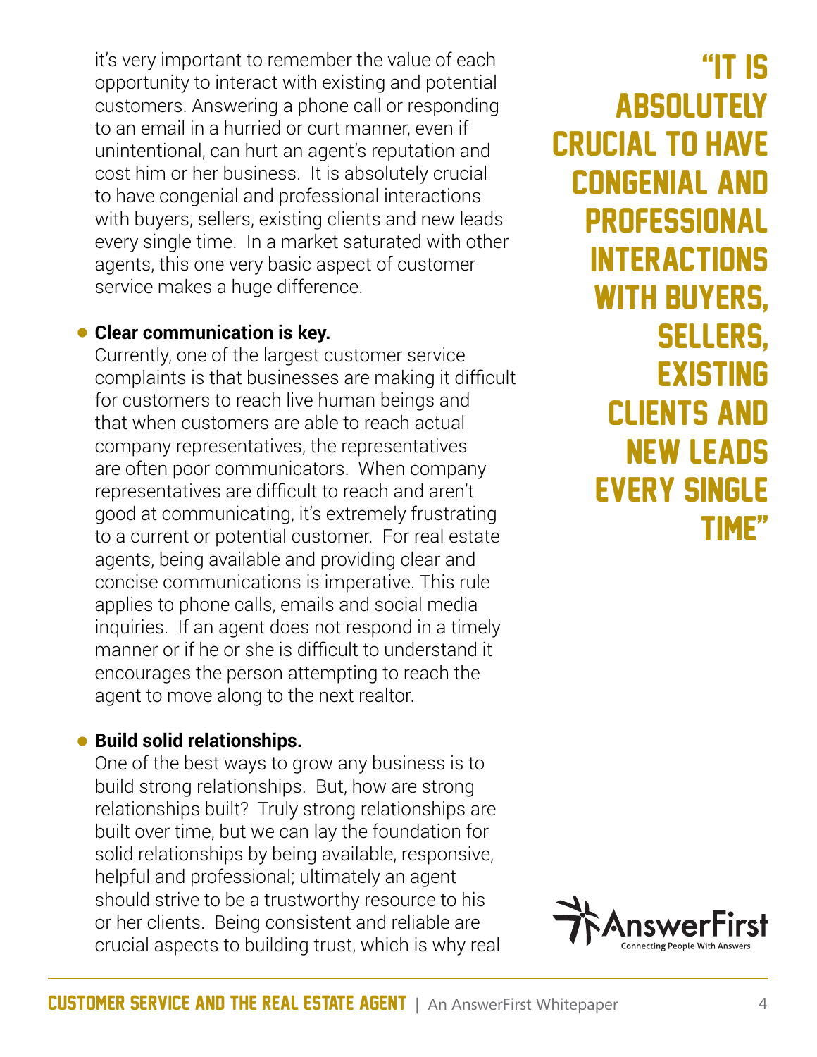it's very important to remember the value of each opportunity to interact with existing and potential customers. Answering a phone call or responding to an email in a hurried or curt manner, even if unintentional, can hurt an agent's reputation and cost him or her business. It is absolutely crucial to have congenial and professional interactions with buyers, sellers, existing clients and new leads every single time. In a market saturated with other agents, this one very basic aspect of customer service makes a huge difference.

- **Clear communication is key.**
  Currently, one of the largest customer service complaints is that businesses are making it difficult for customers to reach live human beings and that when customers are able to reach actual company representatives, the representatives are often poor communicators. When company representatives are difficult to reach and aren't good at communicating, it's extremely frustrating to a current or potential customer. For real estate agents, being available and providing clear and concise communications is imperative. This rule applies to phone calls, emails and social media inquiries. If an agent does not respond in a timely manner or if he or she is difficult to understand it encourages the person attempting to reach the agent to move along to the next realtor.

- **Build solid relationships.**
  One of the best ways to grow any business is to build strong relationships. But, how are strong relationships built? Truly strong relationships are built over time, but we can lay the foundation for solid relationships by being available, responsive, helpful and professional; ultimately an agent should strive to be a trustworthy resource to his or her clients. Being consistent and reliable are crucial aspects to building trust, which is why real

> "IT IS ABSOLUTELY CRUCIAL TO HAVE CONGENIAL AND PROFESSIONAL INTERACTIONS WITH BUYERS, SELLERS, EXISTING CLIENTS AND NEW LEADS EVERY SINGLE TIME"

AnswerFirst
Connecting People With Answers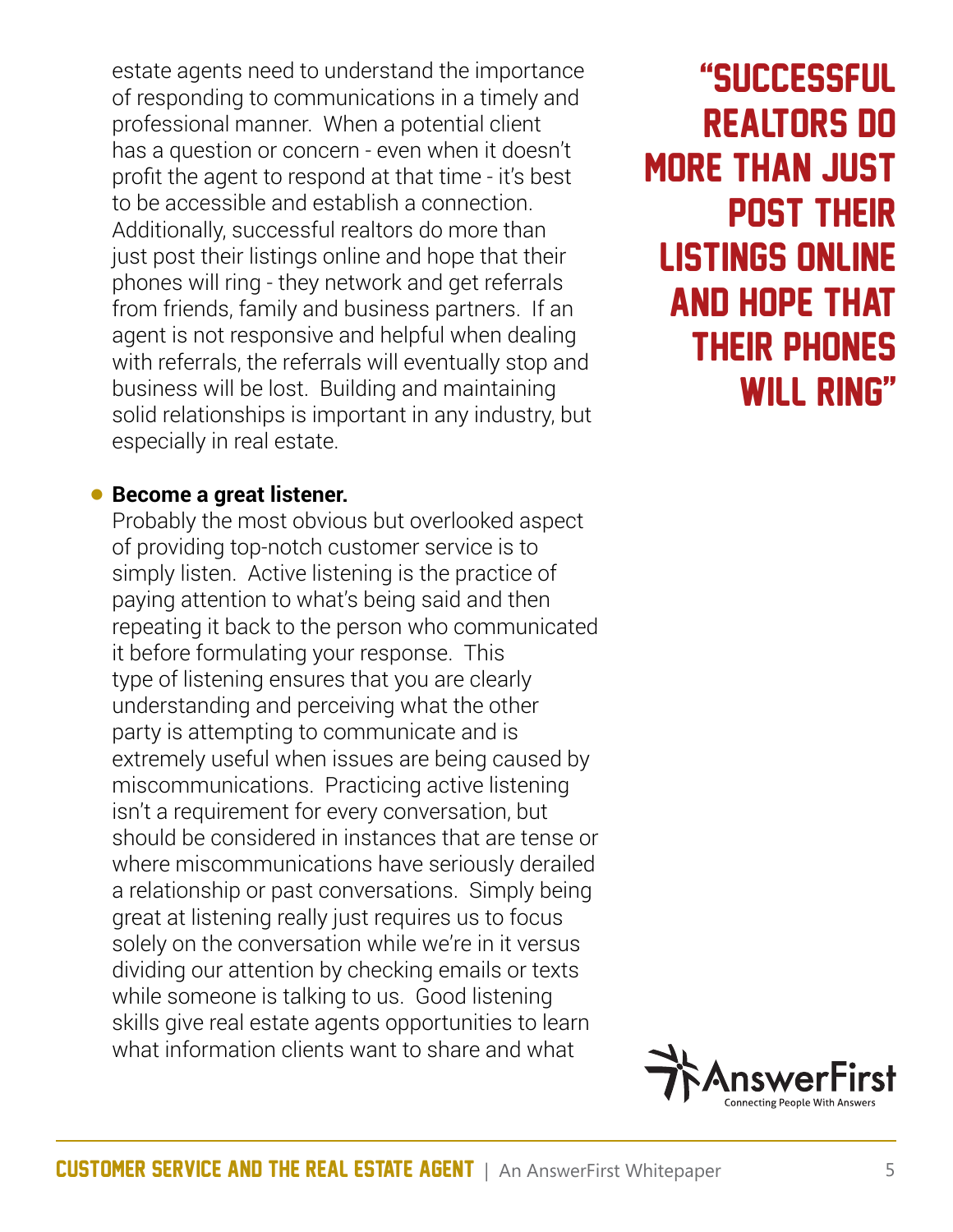estate agents need to understand the importance of responding to communications in a timely and professional manner. When a potential client has a question or concern - even when it doesn't profit the agent to respond at that time - it's best to be accessible and establish a connection. Additionally, successful realtors do more than just post their listings online and hope that their phones will ring - they network and get referrals from friends, family and business partners. If an agent is not responsive and helpful when dealing with referrals, the referrals will eventually stop and business will be lost. Building and maintaining solid relationships is important in any industry, but especially in real estate.

> "SUCCESSFUL REALTORS DO MORE THAN JUST POST THEIR LISTINGS ONLINE AND HOPE THAT THEIR PHONES WILL RING"

- **Become a great listener.**
  Probably the most obvious but overlooked aspect of providing top-notch customer service is to simply listen. Active listening is the practice of paying attention to what's being said and then repeating it back to the person who communicated it before formulating your response. This type of listening ensures that you are clearly understanding and perceiving what the other party is attempting to communicate and is extremely useful when issues are being caused by miscommunications. Practicing active listening isn't a requirement for every conversation, but should be considered in instances that are tense or where miscommunications have seriously derailed a relationship or past conversations. Simply being great at listening really just requires us to focus solely on the conversation while we're in it versus dividing our attention by checking emails or texts while someone is talking to us. Good listening skills give real estate agents opportunities to learn what information clients want to share and what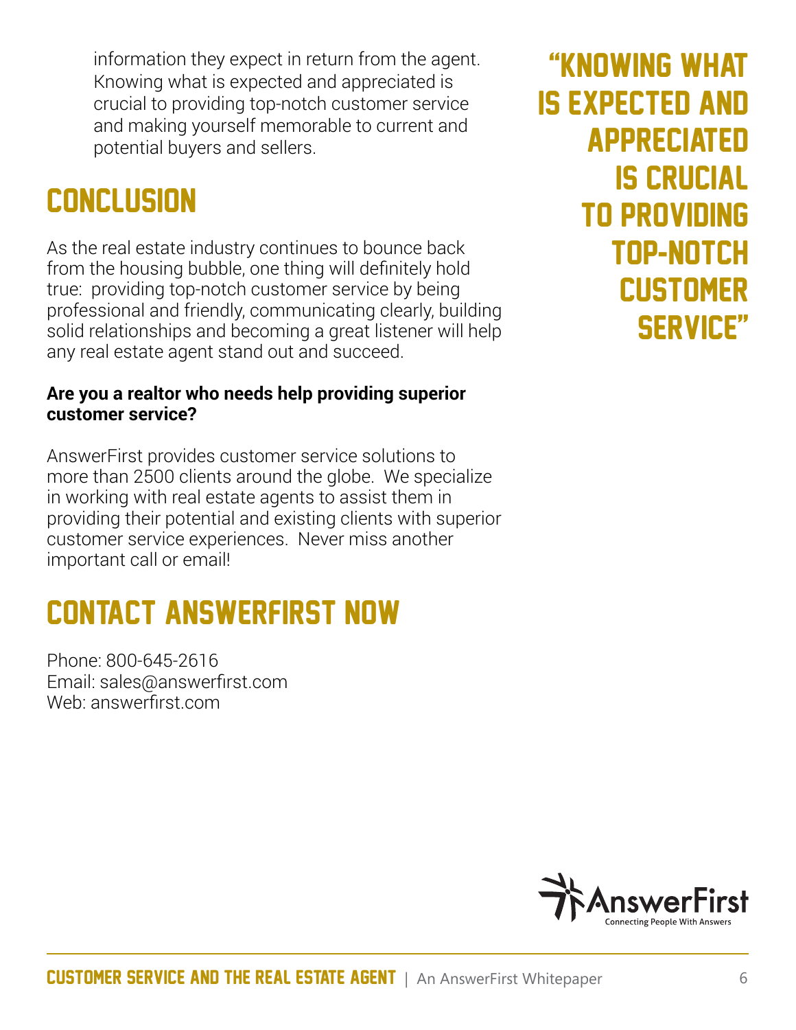information they expect in return from the agent. Knowing what is expected and appreciated is crucial to providing top-notch customer service and making yourself memorable to current and potential buyers and sellers.

> "Knowing what is expected and appreciated is crucial to providing top-notch customer service"

## Conclusion

As the real estate industry continues to bounce back from the housing bubble, one thing will definitely hold true: providing top-notch customer service by being professional and friendly, communicating clearly, building solid relationships and becoming a great listener will help any real estate agent stand out and succeed.

**Are you a realtor who needs help providing superior customer service?**

AnswerFirst provides customer service solutions to more than 2500 clients around the globe. We specialize in working with real estate agents to assist them in providing their potential and existing clients with superior customer service experiences. Never miss another important call or email!

## Contact AnswerFirst Now

Phone: 800-645-2616
Email: sales@answerfirst.com
Web: answerfirst.com

AnswerFirst
Connecting People With Answers